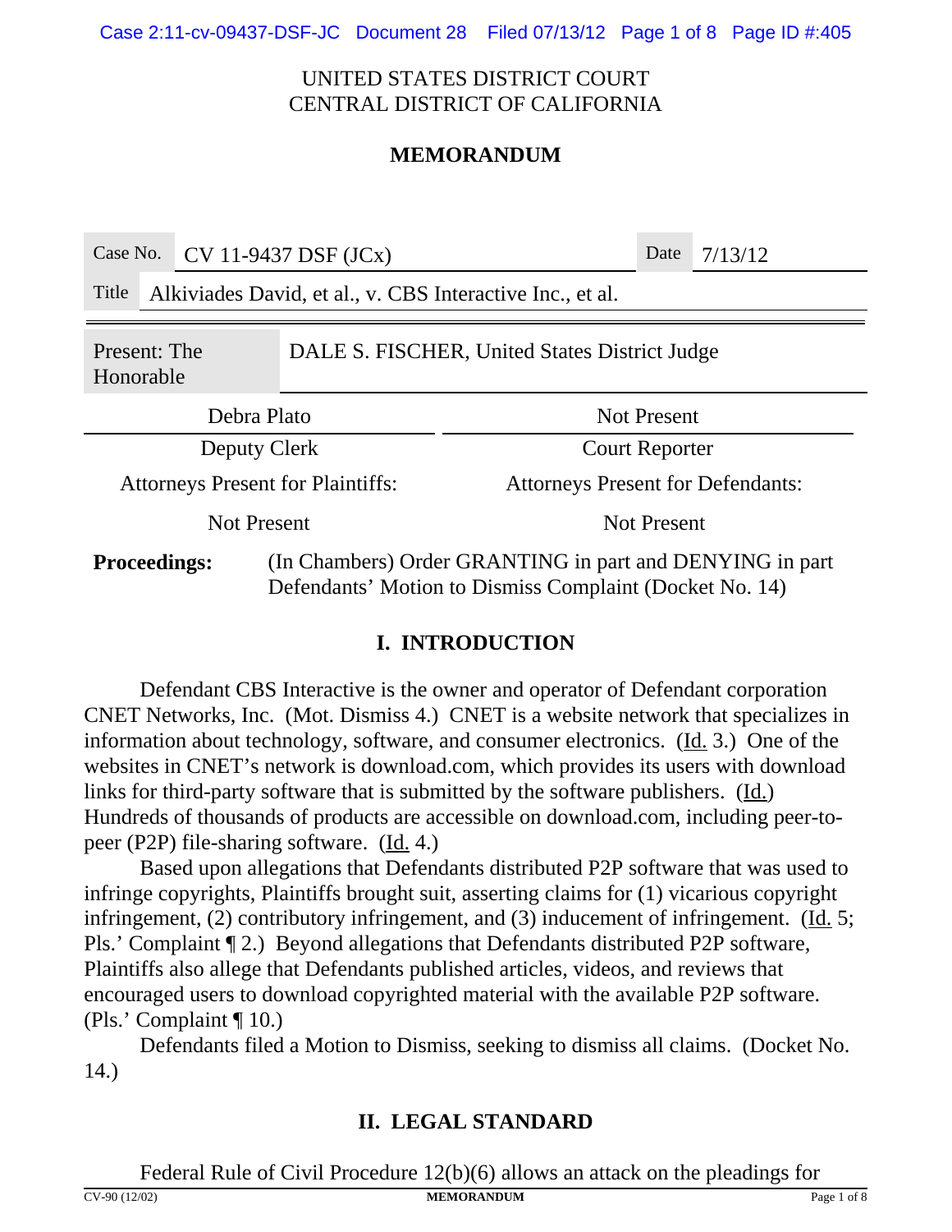UNITED STATES DISTRICT COURT
CENTRAL DISTRICT OF CALIFORNIA

**MEMORANDUM**

| Case No. | CV 11-9437 DSF (JCx) | Date | 7/13/12 |
|---|---|---|---|
| Title | Alkiviades David, et al., v. CBS Interactive Inc., et al. | | |

| Present: The Honorable | DALE S. FISCHER, United States District Judge |
|---|---|

| Debra Plato | Not Present |
|---|---|
| Deputy Clerk | Court Reporter |
| Attorneys Present for Plaintiffs: | Attorneys Present for Defendants: |
| Not Present | Not Present |

**Proceedings:** (In Chambers) Order GRANTING in part and DENYING in part Defendants' Motion to Dismiss Complaint (Docket No. 14)

## I. INTRODUCTION

Defendant CBS Interactive is the owner and operator of Defendant corporation CNET Networks, Inc. (Mot. Dismiss 4.) CNET is a website network that specializes in information about technology, software, and consumer electronics. (Id. 3.) One of the websites in CNET's network is download.com, which provides its users with download links for third-party software that is submitted by the software publishers. (Id.) Hundreds of thousands of products are accessible on download.com, including peer-to-peer (P2P) file-sharing software. (Id. 4.)

Based upon allegations that Defendants distributed P2P software that was used to infringe copyrights, Plaintiffs brought suit, asserting claims for (1) vicarious copyright infringement, (2) contributory infringement, and (3) inducement of infringement. (Id. 5; Pls.' Complaint ¶ 2.) Beyond allegations that Defendants distributed P2P software, Plaintiffs also allege that Defendants published articles, videos, and reviews that encouraged users to download copyrighted material with the available P2P software. (Pls.' Complaint ¶ 10.)

Defendants filed a Motion to Dismiss, seeking to dismiss all claims. (Docket No. 14.)

## II. LEGAL STANDARD

Federal Rule of Civil Procedure 12(b)(6) allows an attack on the pleadings for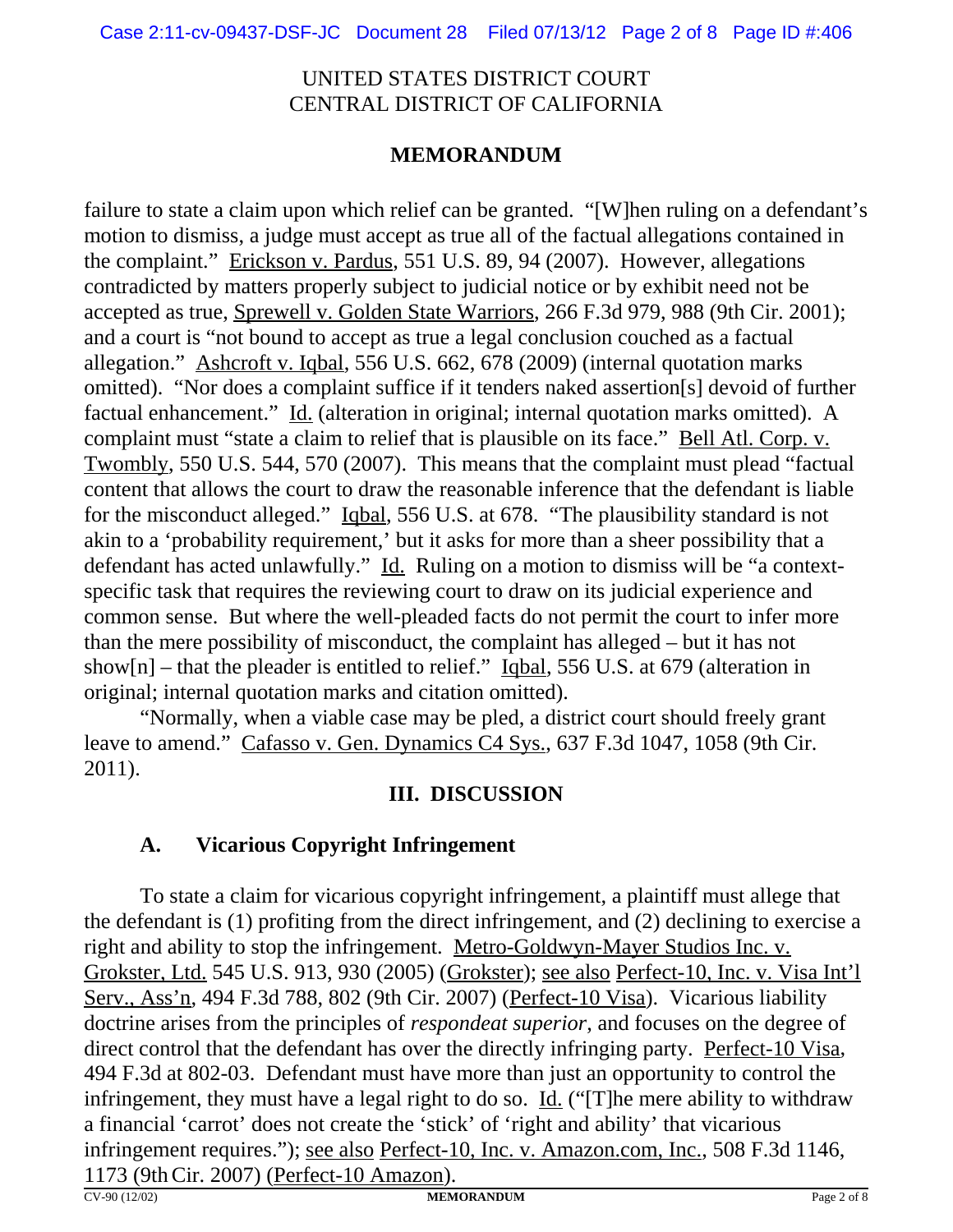UNITED STATES DISTRICT COURT
CENTRAL DISTRICT OF CALIFORNIA

**MEMORANDUM**

failure to state a claim upon which relief can be granted. "[W]hen ruling on a defendant's motion to dismiss, a judge must accept as true all of the factual allegations contained in the complaint." Erickson v. Pardus, 551 U.S. 89, 94 (2007). However, allegations contradicted by matters properly subject to judicial notice or by exhibit need not be accepted as true, Sprewell v. Golden State Warriors, 266 F.3d 979, 988 (9th Cir. 2001); and a court is "not bound to accept as true a legal conclusion couched as a factual allegation." Ashcroft v. Iqbal, 556 U.S. 662, 678 (2009) (internal quotation marks omitted). "Nor does a complaint suffice if it tenders naked assertion[s] devoid of further factual enhancement." Id. (alteration in original; internal quotation marks omitted). A complaint must "state a claim to relief that is plausible on its face." Bell Atl. Corp. v. Twombly, 550 U.S. 544, 570 (2007). This means that the complaint must plead "factual content that allows the court to draw the reasonable inference that the defendant is liable for the misconduct alleged." Iqbal, 556 U.S. at 678. "The plausibility standard is not akin to a 'probability requirement,' but it asks for more than a sheer possibility that a defendant has acted unlawfully." Id. Ruling on a motion to dismiss will be "a context-specific task that requires the reviewing court to draw on its judicial experience and common sense. But where the well-pleaded facts do not permit the court to infer more than the mere possibility of misconduct, the complaint has alleged – but it has not show[n] – that the pleader is entitled to relief." Iqbal, 556 U.S. at 679 (alteration in original; internal quotation marks and citation omitted).

"Normally, when a viable case may be pled, a district court should freely grant leave to amend." Cafasso v. Gen. Dynamics C4 Sys., 637 F.3d 1047, 1058 (9th Cir. 2011).

## III. DISCUSSION

### A. Vicarious Copyright Infringement

To state a claim for vicarious copyright infringement, a plaintiff must allege that the defendant is (1) profiting from the direct infringement, and (2) declining to exercise a right and ability to stop the infringement. Metro-Goldwyn-Mayer Studios Inc. v. Grokster, Ltd. 545 U.S. 913, 930 (2005) (Grokster); see also Perfect-10, Inc. v. Visa Int'l Serv., Ass'n, 494 F.3d 788, 802 (9th Cir. 2007) (Perfect-10 Visa). Vicarious liability doctrine arises from the principles of *respondeat superior*, and focuses on the degree of direct control that the defendant has over the directly infringing party. Perfect-10 Visa, 494 F.3d at 802-03. Defendant must have more than just an opportunity to control the infringement, they must have a legal right to do so. Id. ("[T]he mere ability to withdraw a financial 'carrot' does not create the 'stick' of 'right and ability' that vicarious infringement requires."); see also Perfect-10, Inc. v. Amazon.com, Inc., 508 F.3d 1146, 1173 (9th Cir. 2007) (Perfect-10 Amazon).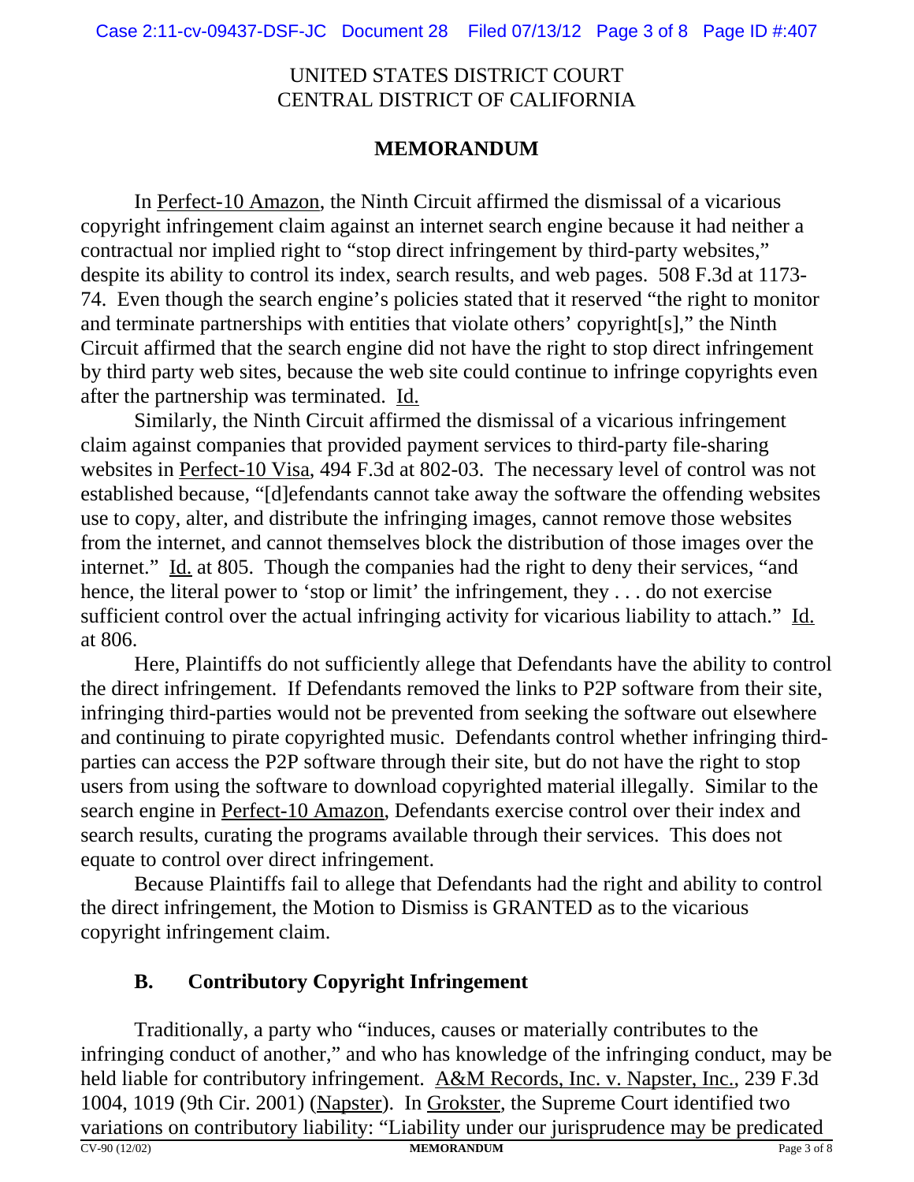UNITED STATES DISTRICT COURT
CENTRAL DISTRICT OF CALIFORNIA

## MEMORANDUM

In Perfect-10 Amazon, the Ninth Circuit affirmed the dismissal of a vicarious copyright infringement claim against an internet search engine because it had neither a contractual nor implied right to "stop direct infringement by third-party websites," despite its ability to control its index, search results, and web pages. 508 F.3d at 1173-74. Even though the search engine's policies stated that it reserved "the right to monitor and terminate partnerships with entities that violate others' copyright[s]," the Ninth Circuit affirmed that the search engine did not have the right to stop direct infringement by third party web sites, because the web site could continue to infringe copyrights even after the partnership was terminated. Id.

Similarly, the Ninth Circuit affirmed the dismissal of a vicarious infringement claim against companies that provided payment services to third-party file-sharing websites in Perfect-10 Visa, 494 F.3d at 802-03. The necessary level of control was not established because, "[d]efendants cannot take away the software the offending websites use to copy, alter, and distribute the infringing images, cannot remove those websites from the internet, and cannot themselves block the distribution of those images over the internet." Id. at 805. Though the companies had the right to deny their services, "and hence, the literal power to 'stop or limit' the infringement, they . . . do not exercise sufficient control over the actual infringing activity for vicarious liability to attach." Id. at 806.

Here, Plaintiffs do not sufficiently allege that Defendants have the ability to control the direct infringement. If Defendants removed the links to P2P software from their site, infringing third-parties would not be prevented from seeking the software out elsewhere and continuing to pirate copyrighted music. Defendants control whether infringing third-parties can access the P2P software through their site, but do not have the right to stop users from using the software to download copyrighted material illegally. Similar to the search engine in Perfect-10 Amazon, Defendants exercise control over their index and search results, curating the programs available through their services. This does not equate to control over direct infringement.

Because Plaintiffs fail to allege that Defendants had the right and ability to control the direct infringement, the Motion to Dismiss is GRANTED as to the vicarious copyright infringement claim.

### B. Contributory Copyright Infringement

Traditionally, a party who "induces, causes or materially contributes to the infringing conduct of another," and who has knowledge of the infringing conduct, may be held liable for contributory infringement. A&M Records, Inc. v. Napster, Inc., 239 F.3d 1004, 1019 (9th Cir. 2001) (Napster). In Grokster, the Supreme Court identified two variations on contributory liability: "Liability under our jurisprudence may be predicated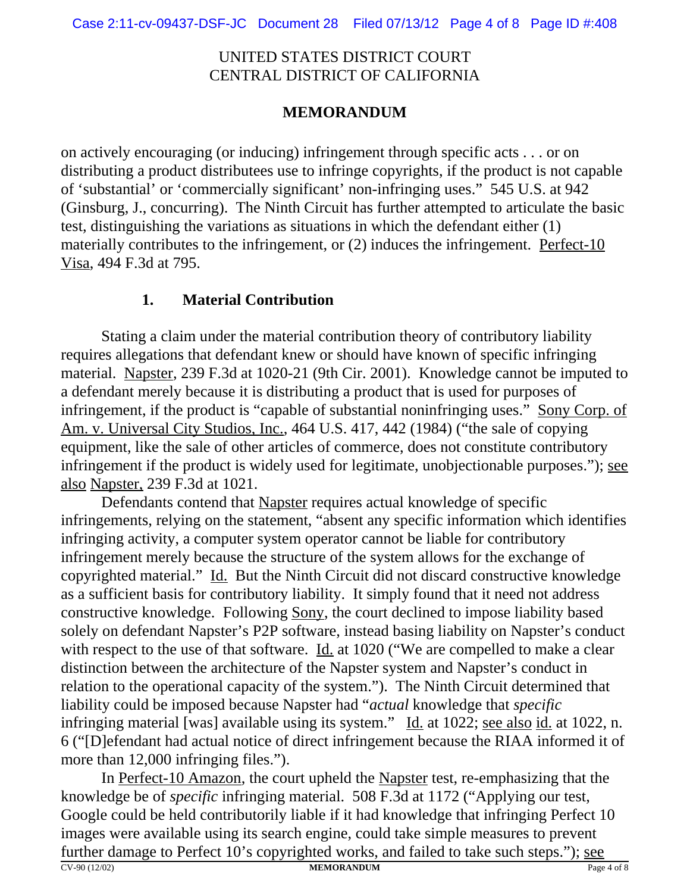on actively encouraging (or inducing) infringement through specific acts . . . or on distributing a product distributees use to infringe copyrights, if the product is not capable of 'substantial' or 'commercially significant' non-infringing uses." 545 U.S. at 942 (Ginsburg, J., concurring). The Ninth Circuit has further attempted to articulate the basic test, distinguishing the variations as situations in which the defendant either (1) materially contributes to the infringement, or (2) induces the infringement. Perfect-10 Visa, 494 F.3d at 795.

### 1. Material Contribution

Stating a claim under the material contribution theory of contributory liability requires allegations that defendant knew or should have known of specific infringing material. Napster, 239 F.3d at 1020-21 (9th Cir. 2001). Knowledge cannot be imputed to a defendant merely because it is distributing a product that is used for purposes of infringement, if the product is "capable of substantial noninfringing uses." Sony Corp. of Am. v. Universal City Studios, Inc., 464 U.S. 417, 442 (1984) ("the sale of copying equipment, like the sale of other articles of commerce, does not constitute contributory infringement if the product is widely used for legitimate, unobjectionable purposes."); see also Napster, 239 F.3d at 1021.

Defendants contend that Napster requires actual knowledge of specific infringements, relying on the statement, "absent any specific information which identifies infringing activity, a computer system operator cannot be liable for contributory infringement merely because the structure of the system allows for the exchange of copyrighted material." Id. But the Ninth Circuit did not discard constructive knowledge as a sufficient basis for contributory liability. It simply found that it need not address constructive knowledge. Following Sony, the court declined to impose liability based solely on defendant Napster's P2P software, instead basing liability on Napster's conduct with respect to the use of that software. Id. at 1020 ("We are compelled to make a clear distinction between the architecture of the Napster system and Napster's conduct in relation to the operational capacity of the system."). The Ninth Circuit determined that liability could be imposed because Napster had "*actual* knowledge that *specific* infringing material [was] available using its system." Id. at 1022; see also id. at 1022, n. 6 ("[D]efendant had actual notice of direct infringement because the RIAA informed it of more than 12,000 infringing files.").

In Perfect-10 Amazon, the court upheld the Napster test, re-emphasizing that the knowledge be of *specific* infringing material. 508 F.3d at 1172 ("Applying our test, Google could be held contributorily liable if it had knowledge that infringing Perfect 10 images were available using its search engine, could take simple measures to prevent further damage to Perfect 10's copyrighted works, and failed to take such steps."); see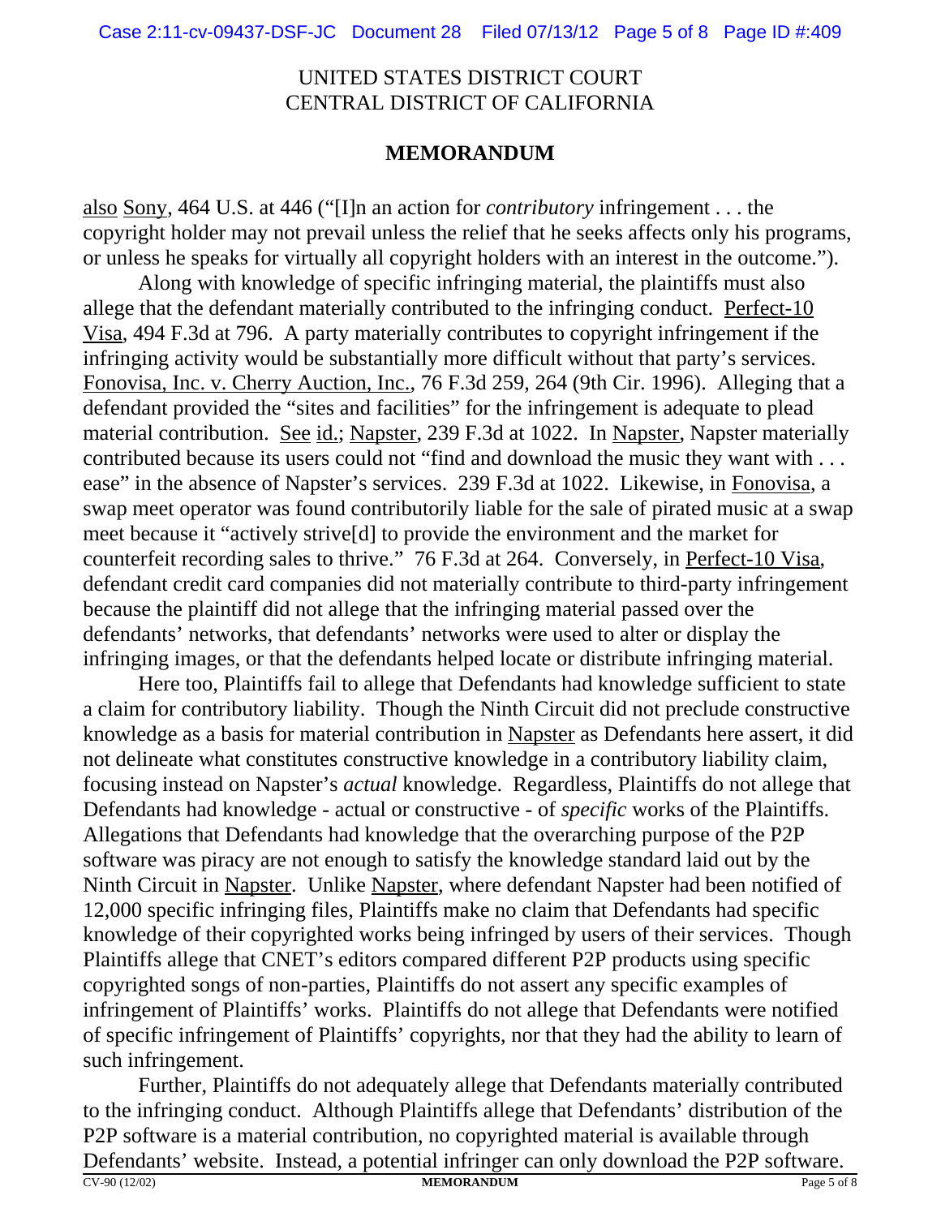also Sony, 464 U.S. at 446 ("[I]n an action for *contributory* infringement . . . the copyright holder may not prevail unless the relief that he seeks affects only his programs, or unless he speaks for virtually all copyright holders with an interest in the outcome.").

Along with knowledge of specific infringing material, the plaintiffs must also allege that the defendant materially contributed to the infringing conduct. Perfect-10 Visa, 494 F.3d at 796. A party materially contributes to copyright infringement if the infringing activity would be substantially more difficult without that party's services. Fonovisa, Inc. v. Cherry Auction, Inc., 76 F.3d 259, 264 (9th Cir. 1996). Alleging that a defendant provided the "sites and facilities" for the infringement is adequate to plead material contribution. See id.; Napster, 239 F.3d at 1022. In Napster, Napster materially contributed because its users could not "find and download the music they want with . . . ease" in the absence of Napster's services. 239 F.3d at 1022. Likewise, in Fonovisa, a swap meet operator was found contributorily liable for the sale of pirated music at a swap meet because it "actively strive[d] to provide the environment and the market for counterfeit recording sales to thrive." 76 F.3d at 264. Conversely, in Perfect-10 Visa, defendant credit card companies did not materially contribute to third-party infringement because the plaintiff did not allege that the infringing material passed over the defendants' networks, that defendants' networks were used to alter or display the infringing images, or that the defendants helped locate or distribute infringing material.

Here too, Plaintiffs fail to allege that Defendants had knowledge sufficient to state a claim for contributory liability. Though the Ninth Circuit did not preclude constructive knowledge as a basis for material contribution in Napster as Defendants here assert, it did not delineate what constitutes constructive knowledge in a contributory liability claim, focusing instead on Napster's *actual* knowledge. Regardless, Plaintiffs do not allege that Defendants had knowledge - actual or constructive - of *specific* works of the Plaintiffs. Allegations that Defendants had knowledge that the overarching purpose of the P2P software was piracy are not enough to satisfy the knowledge standard laid out by the Ninth Circuit in Napster. Unlike Napster, where defendant Napster had been notified of 12,000 specific infringing files, Plaintiffs make no claim that Defendants had specific knowledge of their copyrighted works being infringed by users of their services. Though Plaintiffs allege that CNET's editors compared different P2P products using specific copyrighted songs of non-parties, Plaintiffs do not assert any specific examples of infringement of Plaintiffs' works. Plaintiffs do not allege that Defendants were notified of specific infringement of Plaintiffs' copyrights, nor that they had the ability to learn of such infringement.

Further, Plaintiffs do not adequately allege that Defendants materially contributed to the infringing conduct. Although Plaintiffs allege that Defendants' distribution of the P2P software is a material contribution, no copyrighted material is available through Defendants' website. Instead, a potential infringer can only download the P2P software.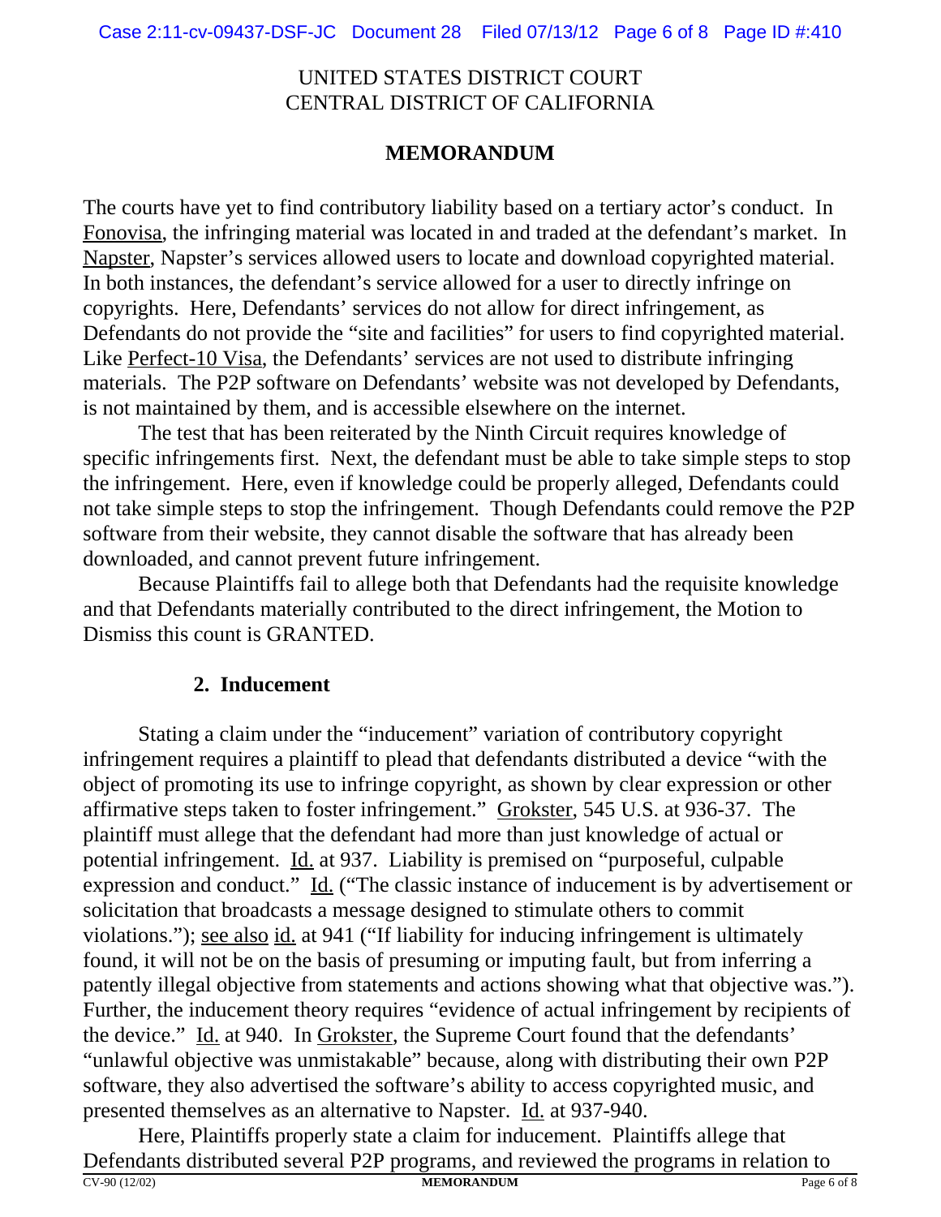The courts have yet to find contributory liability based on a tertiary actor's conduct. In Fonovisa, the infringing material was located in and traded at the defendant's market. In Napster, Napster's services allowed users to locate and download copyrighted material. In both instances, the defendant's service allowed for a user to directly infringe on copyrights. Here, Defendants' services do not allow for direct infringement, as Defendants do not provide the "site and facilities" for users to find copyrighted material. Like Perfect-10 Visa, the Defendants' services are not used to distribute infringing materials. The P2P software on Defendants' website was not developed by Defendants, is not maintained by them, and is accessible elsewhere on the internet.

The test that has been reiterated by the Ninth Circuit requires knowledge of specific infringements first. Next, the defendant must be able to take simple steps to stop the infringement. Here, even if knowledge could be properly alleged, Defendants could not take simple steps to stop the infringement. Though Defendants could remove the P2P software from their website, they cannot disable the software that has already been downloaded, and cannot prevent future infringement.

Because Plaintiffs fail to allege both that Defendants had the requisite knowledge and that Defendants materially contributed to the direct infringement, the Motion to Dismiss this count is GRANTED.

### 2. Inducement

Stating a claim under the "inducement" variation of contributory copyright infringement requires a plaintiff to plead that defendants distributed a device "with the object of promoting its use to infringe copyright, as shown by clear expression or other affirmative steps taken to foster infringement." Grokster, 545 U.S. at 936-37. The plaintiff must allege that the defendant had more than just knowledge of actual or potential infringement. Id. at 937. Liability is premised on "purposeful, culpable expression and conduct." Id. ("The classic instance of inducement is by advertisement or solicitation that broadcasts a message designed to stimulate others to commit violations."); see also id. at 941 ("If liability for inducing infringement is ultimately found, it will not be on the basis of presuming or imputing fault, but from inferring a patently illegal objective from statements and actions showing what that objective was."). Further, the inducement theory requires "evidence of actual infringement by recipients of the device." Id. at 940. In Grokster, the Supreme Court found that the defendants' "unlawful objective was unmistakable" because, along with distributing their own P2P software, they also advertised the software's ability to access copyrighted music, and presented themselves as an alternative to Napster. Id. at 937-940.

Here, Plaintiffs properly state a claim for inducement. Plaintiffs allege that Defendants distributed several P2P programs, and reviewed the programs in relation to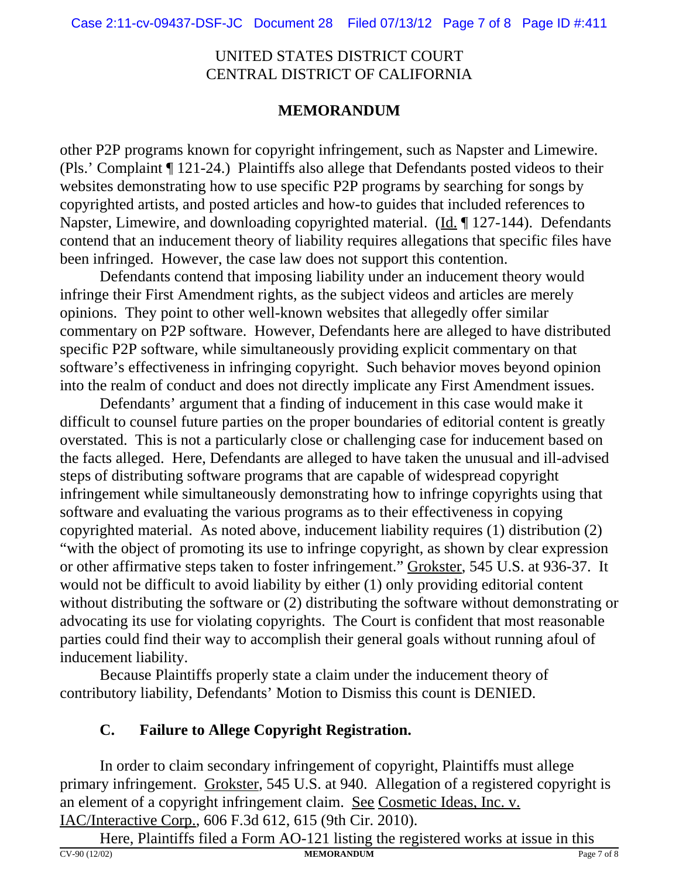other P2P programs known for copyright infringement, such as Napster and Limewire. (Pls.' Complaint ¶ 121-24.) Plaintiffs also allege that Defendants posted videos to their websites demonstrating how to use specific P2P programs by searching for songs by copyrighted artists, and posted articles and how-to guides that included references to Napster, Limewire, and downloading copyrighted material. (Id. ¶ 127-144). Defendants contend that an inducement theory of liability requires allegations that specific files have been infringed. However, the case law does not support this contention.

Defendants contend that imposing liability under an inducement theory would infringe their First Amendment rights, as the subject videos and articles are merely opinions. They point to other well-known websites that allegedly offer similar commentary on P2P software. However, Defendants here are alleged to have distributed specific P2P software, while simultaneously providing explicit commentary on that software's effectiveness in infringing copyright. Such behavior moves beyond opinion into the realm of conduct and does not directly implicate any First Amendment issues.

Defendants' argument that a finding of inducement in this case would make it difficult to counsel future parties on the proper boundaries of editorial content is greatly overstated. This is not a particularly close or challenging case for inducement based on the facts alleged. Here, Defendants are alleged to have taken the unusual and ill-advised steps of distributing software programs that are capable of widespread copyright infringement while simultaneously demonstrating how to infringe copyrights using that software and evaluating the various programs as to their effectiveness in copying copyrighted material. As noted above, inducement liability requires (1) distribution (2) "with the object of promoting its use to infringe copyright, as shown by clear expression or other affirmative steps taken to foster infringement." Grokster, 545 U.S. at 936-37. It would not be difficult to avoid liability by either (1) only providing editorial content without distributing the software or (2) distributing the software without demonstrating or advocating its use for violating copyrights. The Court is confident that most reasonable parties could find their way to accomplish their general goals without running afoul of inducement liability.

Because Plaintiffs properly state a claim under the inducement theory of contributory liability, Defendants' Motion to Dismiss this count is DENIED.

### C. Failure to Allege Copyright Registration.

In order to claim secondary infringement of copyright, Plaintiffs must allege primary infringement. Grokster, 545 U.S. at 940. Allegation of a registered copyright is an element of a copyright infringement claim. See Cosmetic Ideas, Inc. v. IAC/Interactive Corp., 606 F.3d 612, 615 (9th Cir. 2010).

Here, Plaintiffs filed a Form AO-121 listing the registered works at issue in this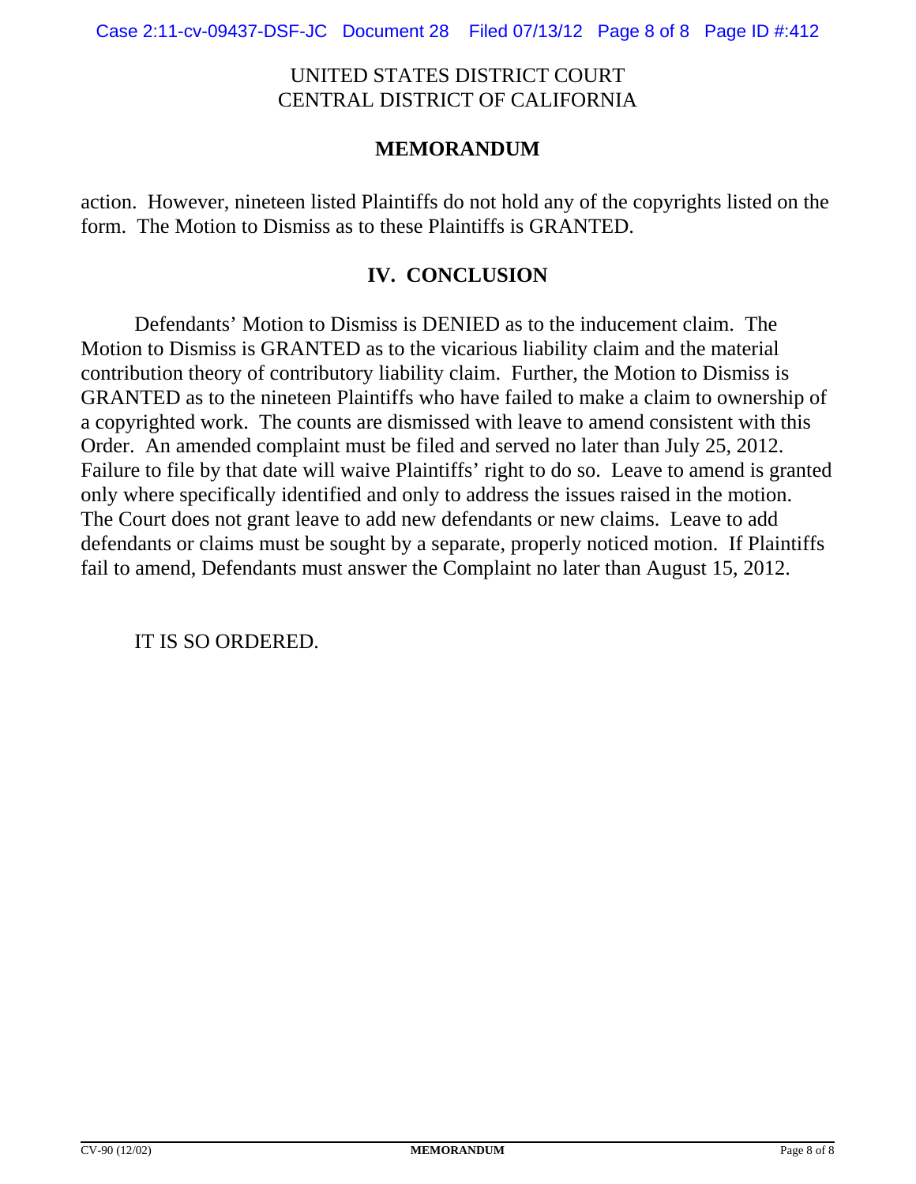action. However, nineteen listed Plaintiffs do not hold any of the copyrights listed on the form. The Motion to Dismiss as to these Plaintiffs is GRANTED.

## IV. CONCLUSION

Defendants' Motion to Dismiss is DENIED as to the inducement claim. The Motion to Dismiss is GRANTED as to the vicarious liability claim and the material contribution theory of contributory liability claim. Further, the Motion to Dismiss is GRANTED as to the nineteen Plaintiffs who have failed to make a claim to ownership of a copyrighted work. The counts are dismissed with leave to amend consistent with this Order. An amended complaint must be filed and served no later than July 25, 2012. Failure to file by that date will waive Plaintiffs' right to do so. Leave to amend is granted only where specifically identified and only to address the issues raised in the motion. The Court does not grant leave to add new defendants or new claims. Leave to add defendants or claims must be sought by a separate, properly noticed motion. If Plaintiffs fail to amend, Defendants must answer the Complaint no later than August 15, 2012.

IT IS SO ORDERED.